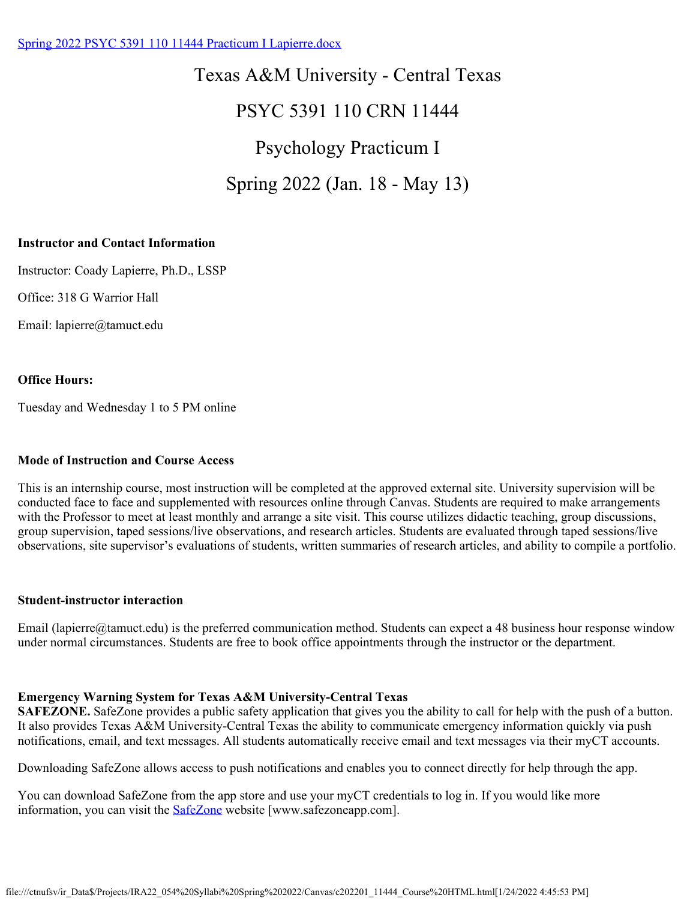[Spring 2022 PSYC 5391 110 11444 Practicum I Lapierre.docx]

# Texas A&M University - Central Texas

# PSYC 5391 110 CRN 11444

# Psychology Practicum I

# Spring 2022 (Jan. 18 - May 13)

**Instructor and Contact Information**

Instructor: Coady Lapierre, Ph.D., LSSP

Office: 318 G Warrior Hall

Email: lapierre@tamuct.edu

**Office Hours:**

Tuesday and Wednesday 1 to 5 PM online

**Mode of Instruction and Course Access**

This is an internship course, most instruction will be completed at the approved external site. University supervision will be conducted face to face and supplemented with resources online through Canvas. Students are required to make arrangements with the Professor to meet at least monthly and arrange a site visit. This course utilizes didactic teaching, group discussions, group supervision, taped sessions/live observations, and research articles. Students are evaluated through taped sessions/live observations, site supervisor's evaluations of students, written summaries of research articles, and ability to compile a portfolio.

**Student-instructor interaction**

Email (lapierre@tamuct.edu) is the preferred communication method. Students can expect a 48 business hour response window under normal circumstances. Students are free to book office appointments through the instructor or the department.

**Emergency Warning System for Texas A&M University-Central Texas**
**SAFEZONE.** SafeZone provides a public safety application that gives you the ability to call for help with the push of a button. It also provides Texas A&M University-Central Texas the ability to communicate emergency information quickly via push notifications, email, and text messages. All students automatically receive email and text messages via their myCT accounts.

Downloading SafeZone allows access to push notifications and enables you to connect directly for help through the app.

You can download SafeZone from the app store and use your myCT credentials to log in. If you would like more information, you can visit the SafeZone website [www.safezoneapp.com].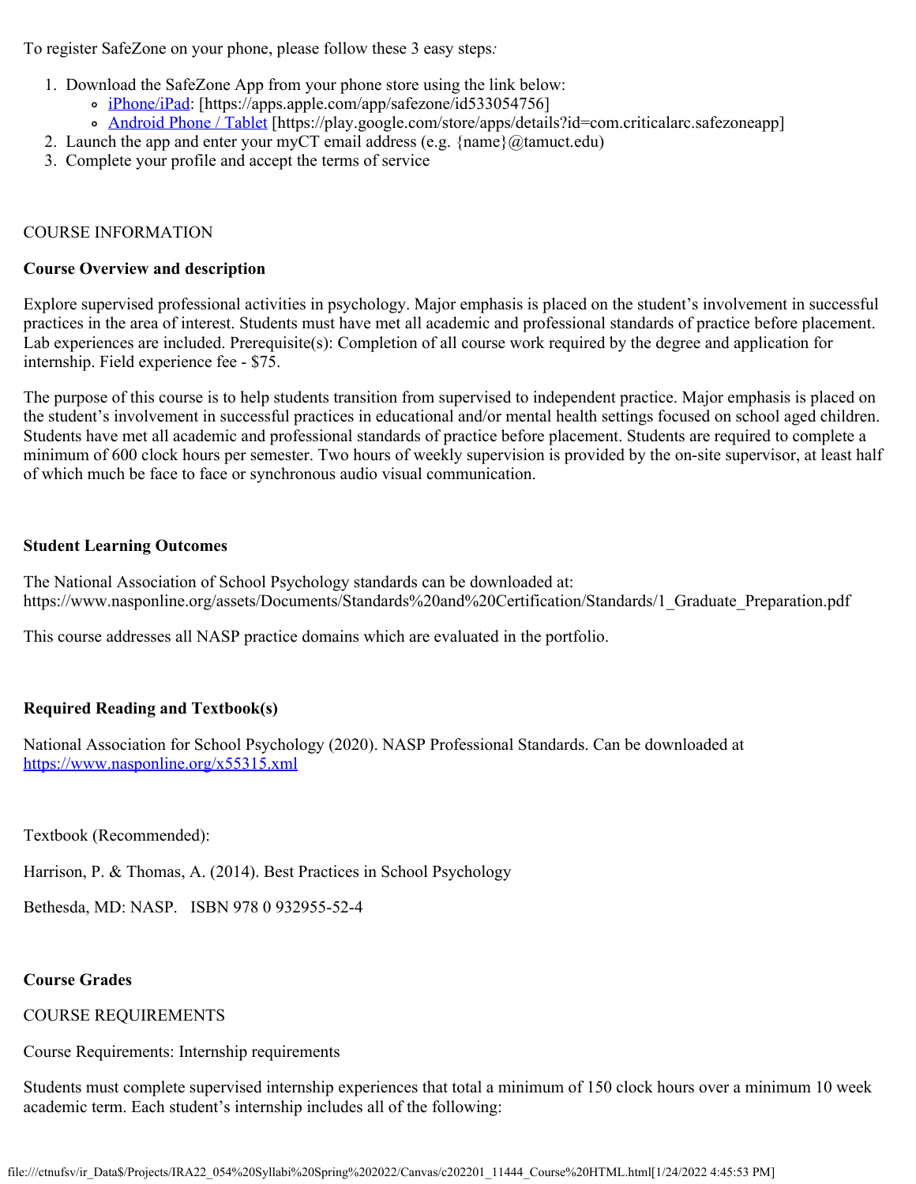To register SafeZone on your phone, please follow these 3 easy steps:

1. Download the SafeZone App from your phone store using the link below:
   - iPhone/iPad: [https://apps.apple.com/app/safezone/id533054756]
   - Android Phone / Tablet [https://play.google.com/store/apps/details?id=com.criticalarc.safezoneapp]
2. Launch the app and enter your myCT email address (e.g. {name}@tamuct.edu)
3. Complete your profile and accept the terms of service

COURSE INFORMATION

**Course Overview and description**

Explore supervised professional activities in psychology. Major emphasis is placed on the student's involvement in successful practices in the area of interest. Students must have met all academic and professional standards of practice before placement. Lab experiences are included. Prerequisite(s): Completion of all course work required by the degree and application for internship. Field experience fee - $75.

The purpose of this course is to help students transition from supervised to independent practice. Major emphasis is placed on the student's involvement in successful practices in educational and/or mental health settings focused on school aged children. Students have met all academic and professional standards of practice before placement. Students are required to complete a minimum of 600 clock hours per semester. Two hours of weekly supervision is provided by the on-site supervisor, at least half of which much be face to face or synchronous audio visual communication.

**Student Learning Outcomes**

The National Association of School Psychology standards can be downloaded at: https://www.nasponline.org/assets/Documents/Standards%20and%20Certification/Standards/1_Graduate_Preparation.pdf

This course addresses all NASP practice domains which are evaluated in the portfolio.

**Required Reading and Textbook(s)**

National Association for School Psychology (2020). NASP Professional Standards. Can be downloaded at https://www.nasponline.org/x55315.xml

Textbook (Recommended):

Harrison, P. & Thomas, A. (2014). Best Practices in School Psychology

Bethesda, MD: NASP. ISBN 978 0 932955-52-4

**Course Grades**

COURSE REQUIREMENTS

Course Requirements: Internship requirements

Students must complete supervised internship experiences that total a minimum of 150 clock hours over a minimum 10 week academic term. Each student's internship includes all of the following: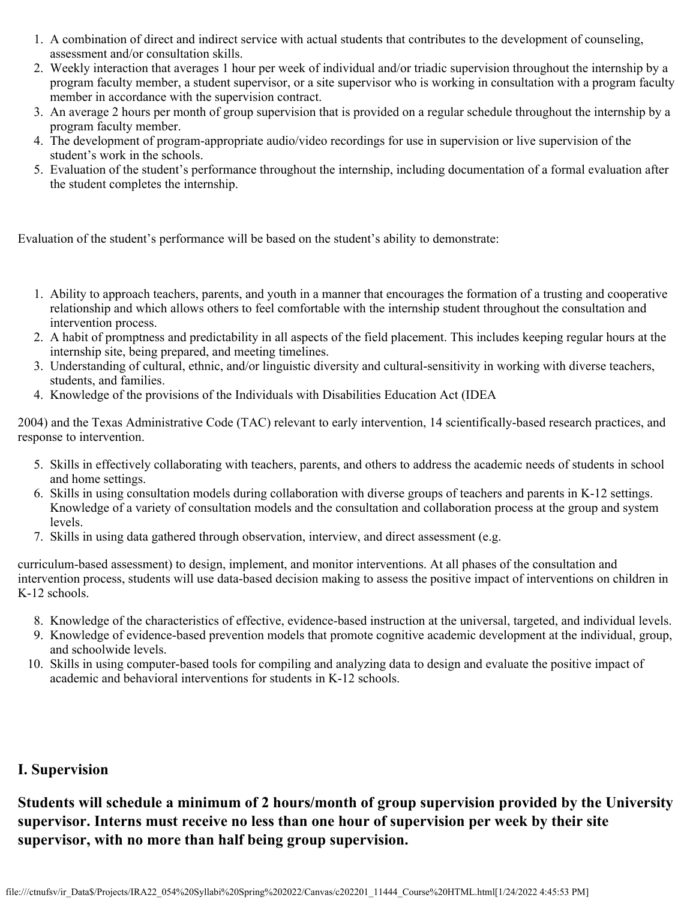1. A combination of direct and indirect service with actual students that contributes to the development of counseling, assessment and/or consultation skills.
2. Weekly interaction that averages 1 hour per week of individual and/or triadic supervision throughout the internship by a program faculty member, a student supervisor, or a site supervisor who is working in consultation with a program faculty member in accordance with the supervision contract.
3. An average 2 hours per month of group supervision that is provided on a regular schedule throughout the internship by a program faculty member.
4. The development of program-appropriate audio/video recordings for use in supervision or live supervision of the student's work in the schools.
5. Evaluation of the student's performance throughout the internship, including documentation of a formal evaluation after the student completes the internship.

Evaluation of the student's performance will be based on the student's ability to demonstrate:

1. Ability to approach teachers, parents, and youth in a manner that encourages the formation of a trusting and cooperative relationship and which allows others to feel comfortable with the internship student throughout the consultation and intervention process.
2. A habit of promptness and predictability in all aspects of the field placement. This includes keeping regular hours at the internship site, being prepared, and meeting timelines.
3. Understanding of cultural, ethnic, and/or linguistic diversity and cultural-sensitivity in working with diverse teachers, students, and families.
4. Knowledge of the provisions of the Individuals with Disabilities Education Act (IDEA

2004) and the Texas Administrative Code (TAC) relevant to early intervention, 14 scientifically-based research practices, and response to intervention.

5. Skills in effectively collaborating with teachers, parents, and others to address the academic needs of students in school and home settings.
6. Skills in using consultation models during collaboration with diverse groups of teachers and parents in K-12 settings. Knowledge of a variety of consultation models and the consultation and collaboration process at the group and system levels.
7. Skills in using data gathered through observation, interview, and direct assessment (e.g.

curriculum-based assessment) to design, implement, and monitor interventions. At all phases of the consultation and intervention process, students will use data-based decision making to assess the positive impact of interventions on children in K-12 schools.

8. Knowledge of the characteristics of effective, evidence-based instruction at the universal, targeted, and individual levels.
9. Knowledge of evidence-based prevention models that promote cognitive academic development at the individual, group, and schoolwide levels.
10. Skills in using computer-based tools for compiling and analyzing data to design and evaluate the positive impact of academic and behavioral interventions for students in K-12 schools.

## I. Supervision

**Students will schedule a minimum of 2 hours/month of group supervision provided by the University supervisor. Interns must receive no less than one hour of supervision per week by their site supervisor, with no more than half being group supervision.**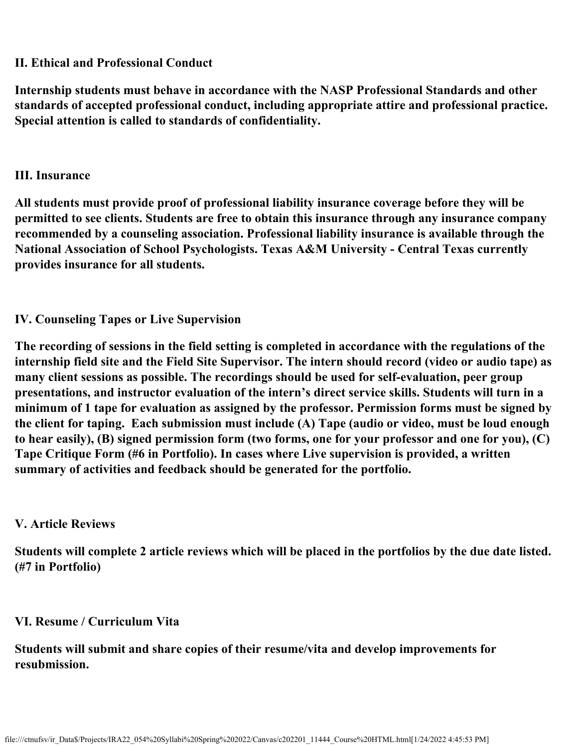## II. Ethical and Professional Conduct

**Internship students must behave in accordance with the NASP Professional Standards and other standards of accepted professional conduct, including appropriate attire and professional practice. Special attention is called to standards of confidentiality.**

## III. Insurance

**All students must provide proof of professional liability insurance coverage before they will be permitted to see clients. Students are free to obtain this insurance through any insurance company recommended by a counseling association. Professional liability insurance is available through the National Association of School Psychologists. Texas A&M University - Central Texas currently provides insurance for all students.**

## IV. Counseling Tapes or Live Supervision

**The recording of sessions in the field setting is completed in accordance with the regulations of the internship field site and the Field Site Supervisor. The intern should record (video or audio tape) as many client sessions as possible. The recordings should be used for self-evaluation, peer group presentations, and instructor evaluation of the intern's direct service skills. Students will turn in a minimum of 1 tape for evaluation as assigned by the professor. Permission forms must be signed by the client for taping. Each submission must include (A) Tape (audio or video, must be loud enough to hear easily), (B) signed permission form (two forms, one for your professor and one for you), (C) Tape Critique Form (#6 in Portfolio). In cases where Live supervision is provided, a written summary of activities and feedback should be generated for the portfolio.**

## V. Article Reviews

**Students will complete 2 article reviews which will be placed in the portfolios by the due date listed. (#7 in Portfolio)**

## VI. Resume / Curriculum Vita

**Students will submit and share copies of their resume/vita and develop improvements for resubmission.**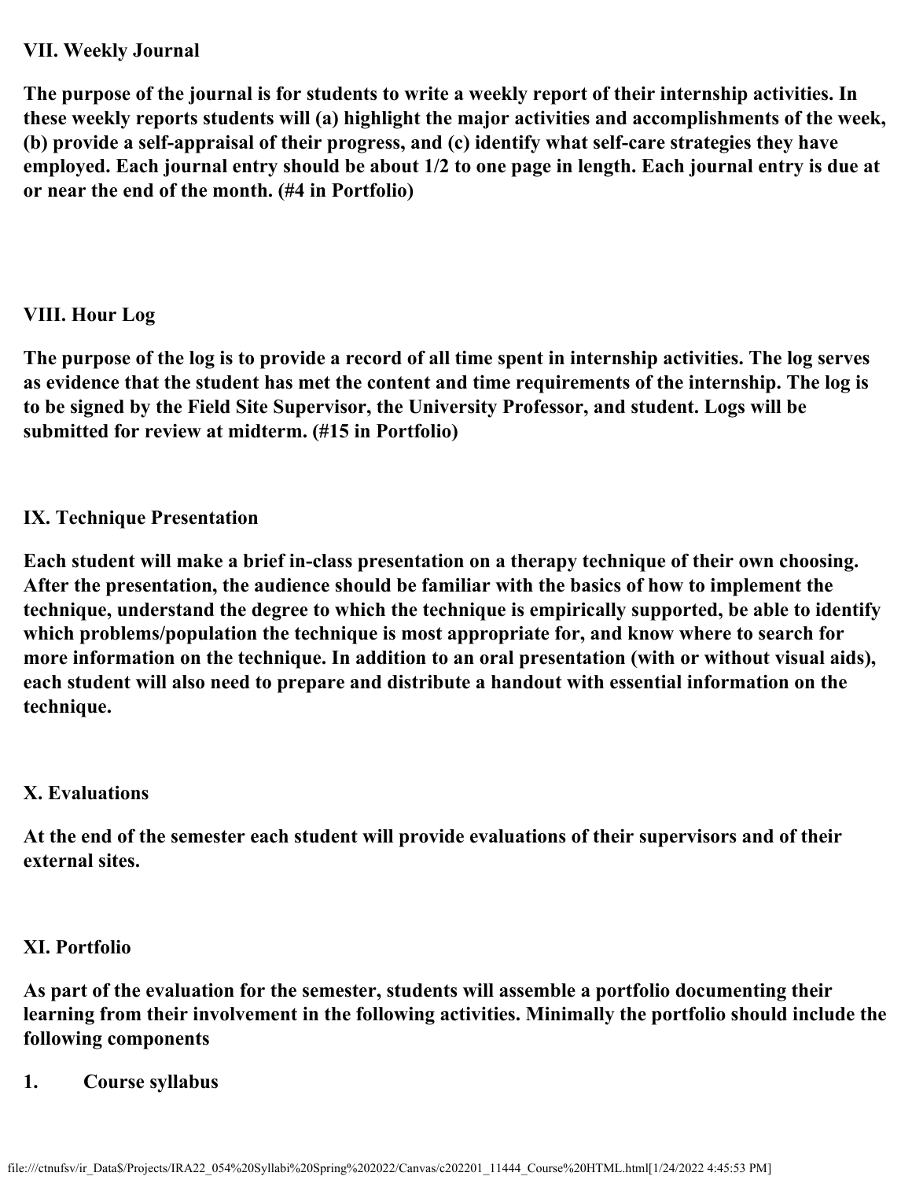### VII. Weekly Journal

**The purpose of the journal is for students to write a weekly report of their internship activities. In these weekly reports students will (a) highlight the major activities and accomplishments of the week, (b) provide a self-appraisal of their progress, and (c) identify what self-care strategies they have employed. Each journal entry should be about 1/2 to one page in length. Each journal entry is due at or near the end of the month. (#4 in Portfolio)**

### VIII. Hour Log

**The purpose of the log is to provide a record of all time spent in internship activities. The log serves as evidence that the student has met the content and time requirements of the internship. The log is to be signed by the Field Site Supervisor, the University Professor, and student. Logs will be submitted for review at midterm. (#15 in Portfolio)**

### IX. Technique Presentation

**Each student will make a brief in-class presentation on a therapy technique of their own choosing. After the presentation, the audience should be familiar with the basics of how to implement the technique, understand the degree to which the technique is empirically supported, be able to identify which problems/population the technique is most appropriate for, and know where to search for more information on the technique. In addition to an oral presentation (with or without visual aids), each student will also need to prepare and distribute a handout with essential information on the technique.**

### X. Evaluations

**At the end of the semester each student will provide evaluations of their supervisors and of their external sites.**

### XI. Portfolio

**As part of the evaluation for the semester, students will assemble a portfolio documenting their learning from their involvement in the following activities. Minimally the portfolio should include the following components**

1. **Course syllabus**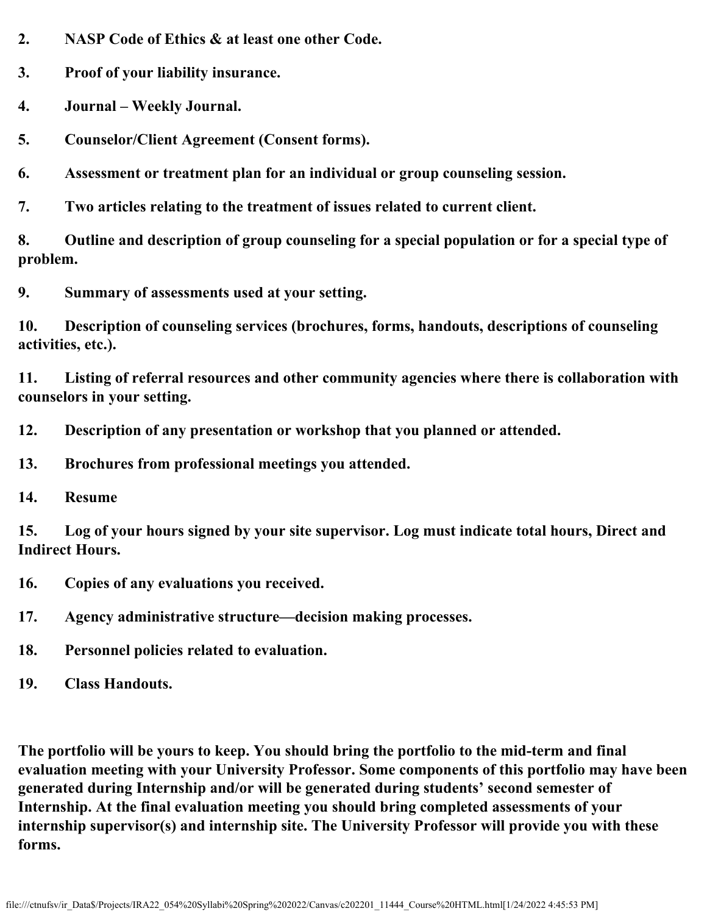2. **NASP Code of Ethics & at least one other Code.**
3. **Proof of your liability insurance.**
4. **Journal – Weekly Journal.**
5. **Counselor/Client Agreement (Consent forms).**
6. **Assessment or treatment plan for an individual or group counseling session.**
7. **Two articles relating to the treatment of issues related to current client.**
8. **Outline and description of group counseling for a special population or for a special type of problem.**
9. **Summary of assessments used at your setting.**
10. **Description of counseling services (brochures, forms, handouts, descriptions of counseling activities, etc.).**
11. **Listing of referral resources and other community agencies where there is collaboration with counselors in your setting.**
12. **Description of any presentation or workshop that you planned or attended.**
13. **Brochures from professional meetings you attended.**
14. **Resume**
15. **Log of your hours signed by your site supervisor. Log must indicate total hours, Direct and Indirect Hours.**
16. **Copies of any evaluations you received.**
17. **Agency administrative structure—decision making processes.**
18. **Personnel policies related to evaluation.**
19. **Class Handouts.**

**The portfolio will be yours to keep. You should bring the portfolio to the mid-term and final evaluation meeting with your University Professor. Some components of this portfolio may have been generated during Internship and/or will be generated during students' second semester of Internship. At the final evaluation meeting you should bring completed assessments of your internship supervisor(s) and internship site. The University Professor will provide you with these forms.**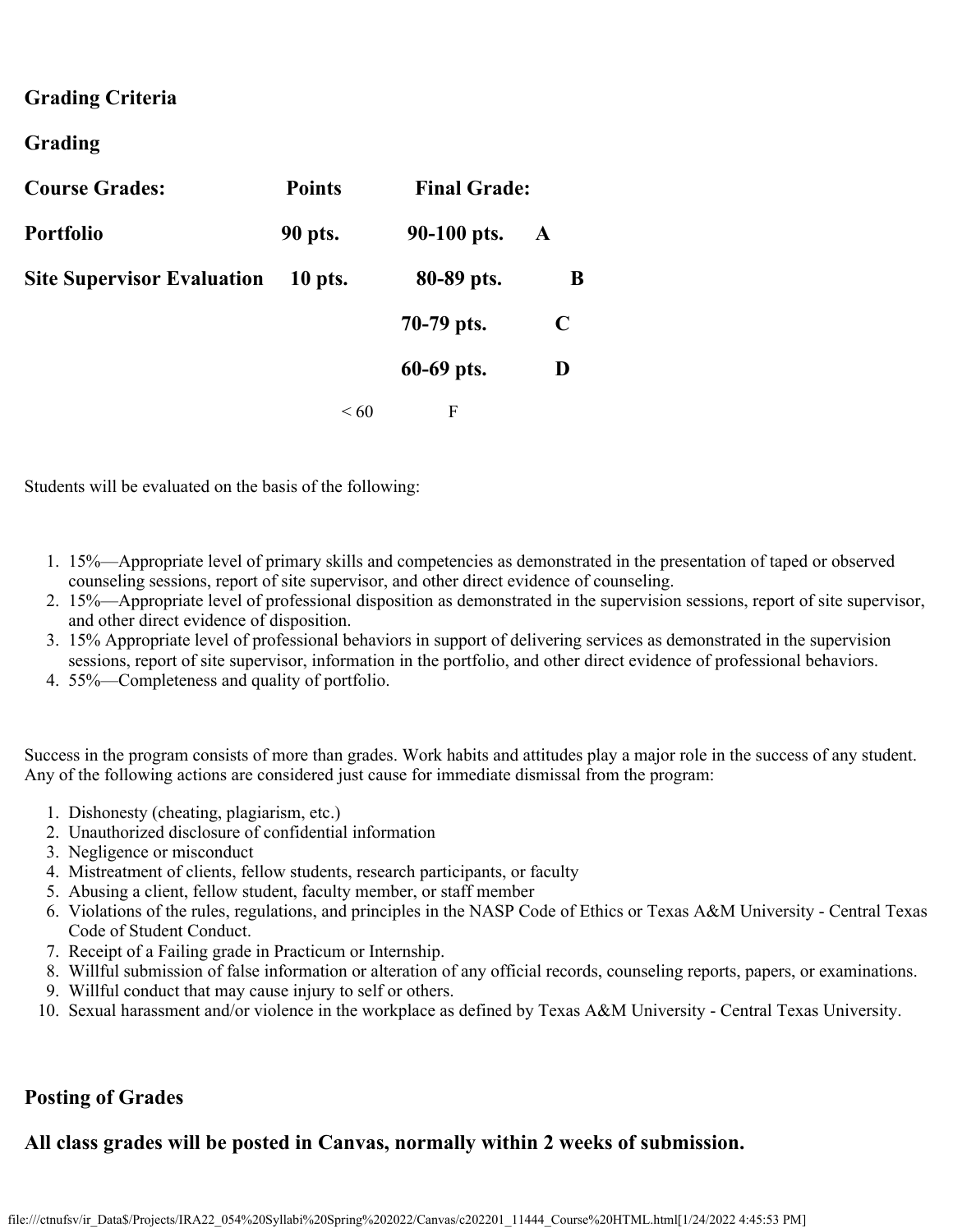## Grading Criteria

## Grading

| Course Grades: | Points | Final Grade: | |
|---|---|---|---|
| Portfolio | 90 pts. | 90-100 pts. | A |
| Site Supervisor Evaluation | 10 pts. | 80-89 pts. | B |
| | | 70-79 pts. | C |
| | | 60-69 pts. | D |
| | | < 60 | F |

Students will be evaluated on the basis of the following:

1. 15%—Appropriate level of primary skills and competencies as demonstrated in the presentation of taped or observed counseling sessions, report of site supervisor, and other direct evidence of counseling.
2. 15%—Appropriate level of professional disposition as demonstrated in the supervision sessions, report of site supervisor, and other direct evidence of disposition.
3. 15% Appropriate level of professional behaviors in support of delivering services as demonstrated in the supervision sessions, report of site supervisor, information in the portfolio, and other direct evidence of professional behaviors.
4. 55%—Completeness and quality of portfolio.

Success in the program consists of more than grades. Work habits and attitudes play a major role in the success of any student. Any of the following actions are considered just cause for immediate dismissal from the program:

1. Dishonesty (cheating, plagiarism, etc.)
2. Unauthorized disclosure of confidential information
3. Negligence or misconduct
4. Mistreatment of clients, fellow students, research participants, or faculty
5. Abusing a client, fellow student, faculty member, or staff member
6. Violations of the rules, regulations, and principles in the NASP Code of Ethics or Texas A&M University - Central Texas Code of Student Conduct.
7. Receipt of a Failing grade in Practicum or Internship.
8. Willful submission of false information or alteration of any official records, counseling reports, papers, or examinations.
9. Willful conduct that may cause injury to self or others.
10. Sexual harassment and/or violence in the workplace as defined by Texas A&M University - Central Texas University.

## Posting of Grades

**All class grades will be posted in Canvas, normally within 2 weeks of submission.**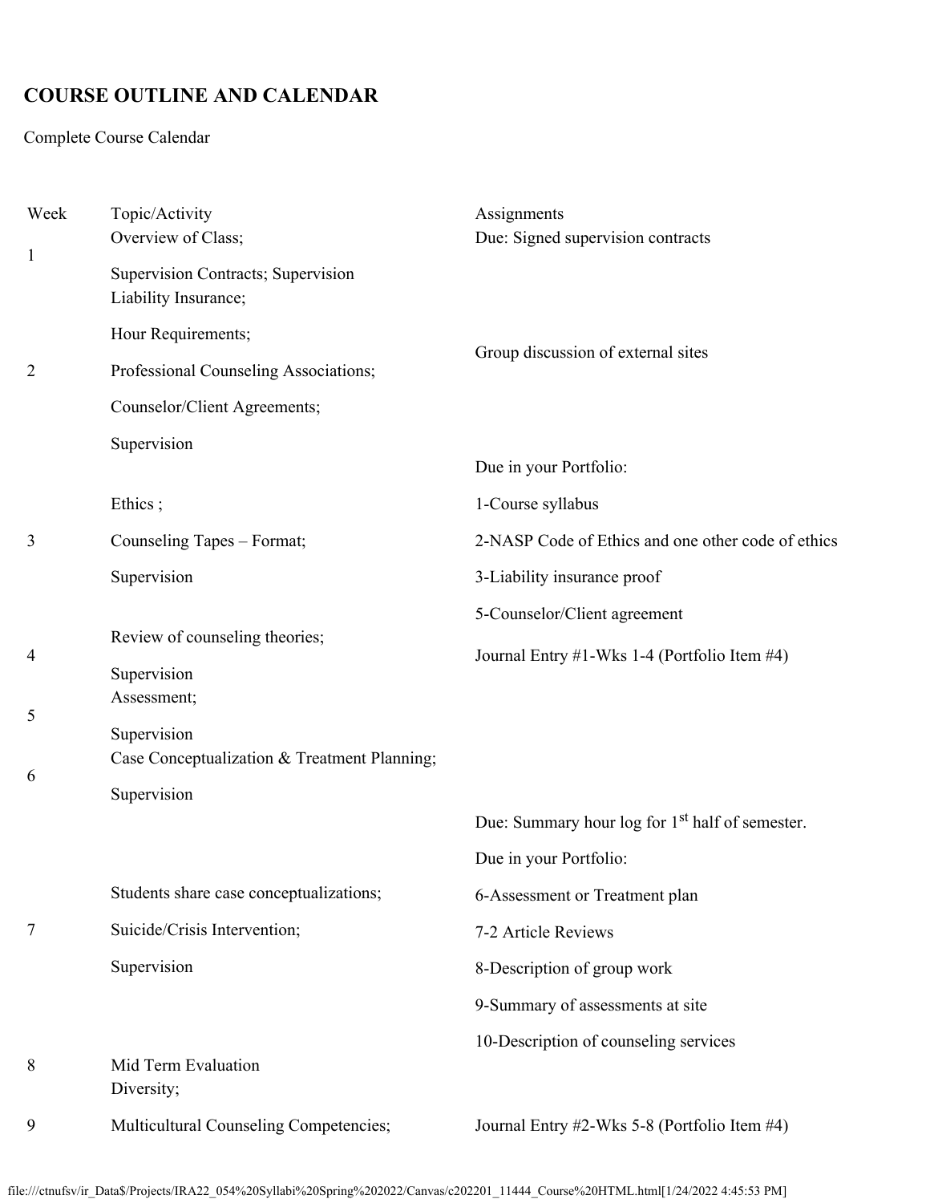## COURSE OUTLINE AND CALENDAR

Complete Course Calendar

| Week | Topic/Activity | Assignments |
|---|---|---|
| 1 | Overview of Class;<br>Supervision Contracts; Supervision Liability Insurance; | Due: Signed supervision contracts |
| 2 | Hour Requirements;<br>Professional Counseling Associations;<br>Counselor/Client Agreements;<br>Supervision | Group discussion of external sites |
| 3 | Ethics ;<br>Counseling Tapes – Format;<br>Supervision | Due in your Portfolio:<br>1-Course syllabus<br>2-NASP Code of Ethics and one other code of ethics<br>3-Liability insurance proof<br>5-Counselor/Client agreement |
| 4 | Review of counseling theories;<br>Supervision | Journal Entry #1-Wks 1-4 (Portfolio Item #4) |
| 5 | Assessment;<br>Supervision | |
| 6 | Case Conceptualization & Treatment Planning;<br>Supervision | |
| 7 | Students share case conceptualizations;<br>Suicide/Crisis Intervention;<br>Supervision | Due: Summary hour log for 1st half of semester.<br>Due in your Portfolio:<br>6-Assessment or Treatment plan<br>7-2 Article Reviews<br>8-Description of group work<br>9-Summary of assessments at site<br>10-Description of counseling services |
| 8 | Mid Term Evaluation | |
| 9 | Diversity;<br>Multicultural Counseling Competencies; | Journal Entry #2-Wks 5-8 (Portfolio Item #4) |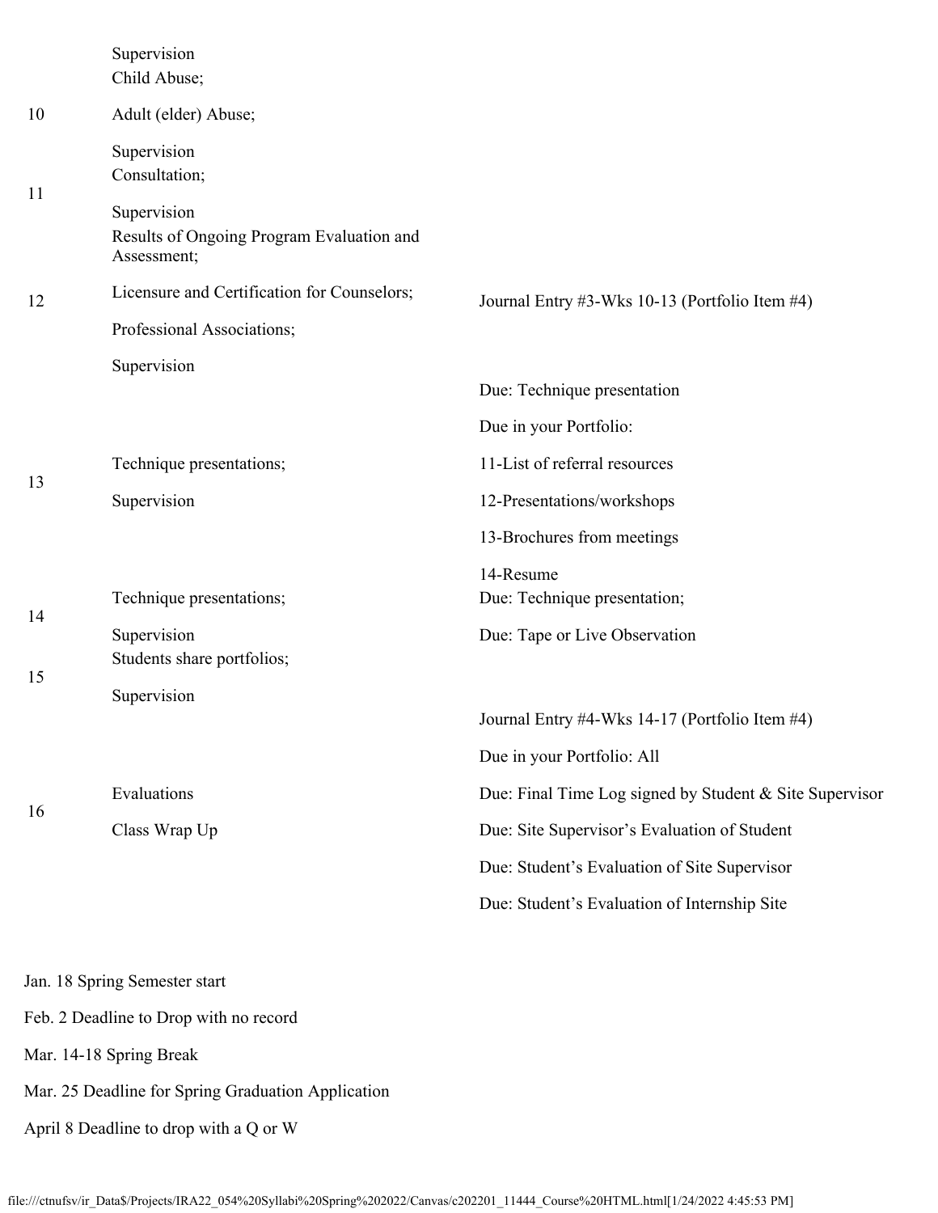| | | |
|---|---|---|
| | Supervision | |
| 10 | Child Abuse;<br><br>Adult (elder) Abuse;<br><br>Supervision | |
| 11 | Consultation;<br><br>Supervision | |
| 12 | Results of Ongoing Program Evaluation and Assessment;<br><br>Licensure and Certification for Counselors;<br><br>Professional Associations;<br><br>Supervision | Journal Entry #3-Wks 10-13 (Portfolio Item #4) |
| 13 | Technique presentations;<br><br>Supervision | Due: Technique presentation<br><br>Due in your Portfolio:<br><br>11-List of referral resources<br><br>12-Presentations/workshops<br><br>13-Brochures from meetings<br><br>14-Resume |
| 14 | Technique presentations;<br><br>Supervision | Due: Technique presentation;<br><br>Due: Tape or Live Observation |
| 15 | Students share portfolios;<br><br>Supervision | |
| 16 | Evaluations<br><br>Class Wrap Up | Journal Entry #4-Wks 14-17 (Portfolio Item #4)<br><br>Due in your Portfolio: All<br><br>Due: Final Time Log signed by Student & Site Supervisor<br><br>Due: Site Supervisor's Evaluation of Student<br><br>Due: Student's Evaluation of Site Supervisor<br><br>Due: Student's Evaluation of Internship Site |

Jan. 18 Spring Semester start

Feb. 2 Deadline to Drop with no record

Mar. 14-18 Spring Break

Mar. 25 Deadline for Spring Graduation Application

April 8 Deadline to drop with a Q or W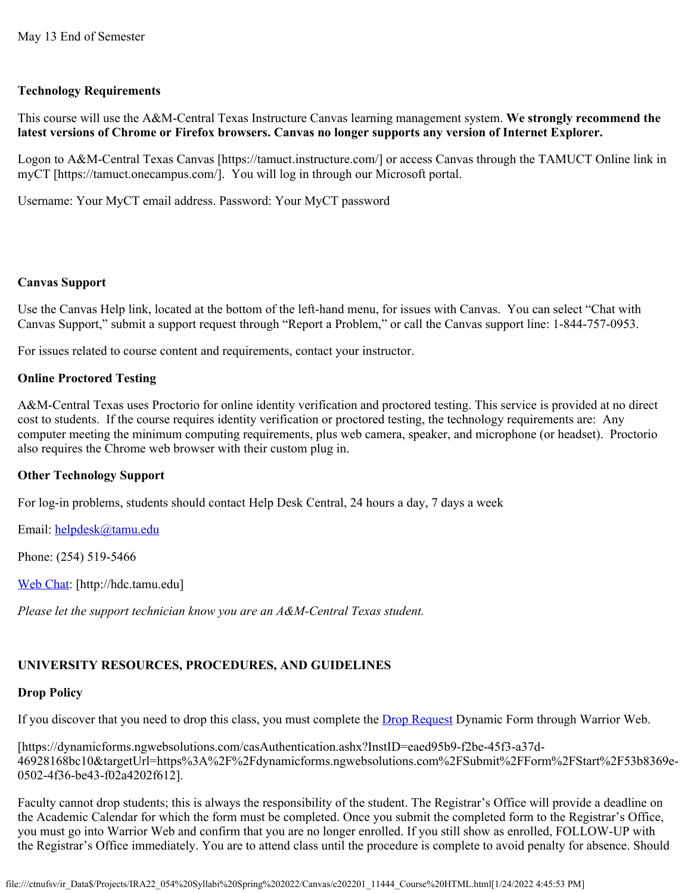May 13 End of Semester

**Technology Requirements**

This course will use the A&M-Central Texas Instructure Canvas learning management system. **We strongly recommend the latest versions of Chrome or Firefox browsers. Canvas no longer supports any version of Internet Explorer.**

Logon to A&M-Central Texas Canvas [https://tamuct.instructure.com/] or access Canvas through the TAMUCT Online link in myCT [https://tamuct.onecampus.com/]. You will log in through our Microsoft portal.

Username: Your MyCT email address. Password: Your MyCT password

**Canvas Support**

Use the Canvas Help link, located at the bottom of the left-hand menu, for issues with Canvas. You can select "Chat with Canvas Support," submit a support request through "Report a Problem," or call the Canvas support line: 1-844-757-0953.

For issues related to course content and requirements, contact your instructor.

**Online Proctored Testing**

A&M-Central Texas uses Proctorio for online identity verification and proctored testing. This service is provided at no direct cost to students. If the course requires identity verification or proctored testing, the technology requirements are: Any computer meeting the minimum computing requirements, plus web camera, speaker, and microphone (or headset). Proctorio also requires the Chrome web browser with their custom plug in.

**Other Technology Support**

For log-in problems, students should contact Help Desk Central, 24 hours a day, 7 days a week

Email: helpdesk@tamu.edu

Phone: (254) 519-5466

Web Chat: [http://hdc.tamu.edu]

*Please let the support technician know you are an A&M-Central Texas student.*

**UNIVERSITY RESOURCES, PROCEDURES, AND GUIDELINES**

**Drop Policy**

If you discover that you need to drop this class, you must complete the Drop Request Dynamic Form through Warrior Web.

[https://dynamicforms.ngwebsolutions.com/casAuthentication.ashx?InstID=eaed95b9-f2be-45f3-a37d-46928168bc10&targetUrl=https%3A%2F%2Fdynamicforms.ngwebsolutions.com%2FSubmit%2FForm%2FStart%2F53b8369e-0502-4f36-be43-f02a4202f612].

Faculty cannot drop students; this is always the responsibility of the student. The Registrar's Office will provide a deadline on the Academic Calendar for which the form must be completed. Once you submit the completed form to the Registrar's Office, you must go into Warrior Web and confirm that you are no longer enrolled. If you still show as enrolled, FOLLOW-UP with the Registrar's Office immediately. You are to attend class until the procedure is complete to avoid penalty for absence. Should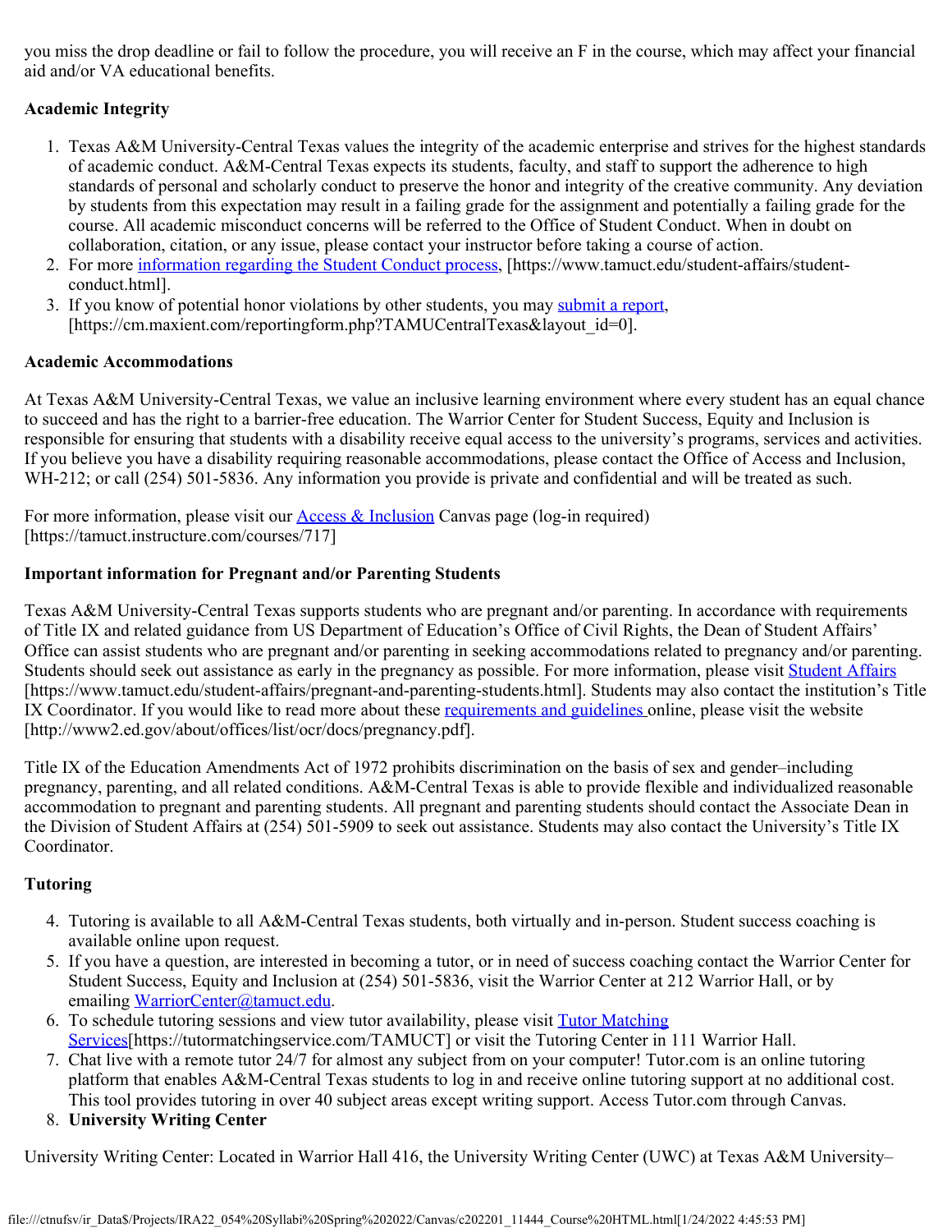you miss the drop deadline or fail to follow the procedure, you will receive an F in the course, which may affect your financial aid and/or VA educational benefits.

**Academic Integrity**

1. Texas A&M University-Central Texas values the integrity of the academic enterprise and strives for the highest standards of academic conduct. A&M-Central Texas expects its students, faculty, and staff to support the adherence to high standards of personal and scholarly conduct to preserve the honor and integrity of the creative community. Any deviation by students from this expectation may result in a failing grade for the assignment and potentially a failing grade for the course. All academic misconduct concerns will be referred to the Office of Student Conduct. When in doubt on collaboration, citation, or any issue, please contact your instructor before taking a course of action.
2. For more information regarding the Student Conduct process, [https://www.tamuct.edu/student-affairs/student-conduct.html].
3. If you know of potential honor violations by other students, you may submit a report, [https://cm.maxient.com/reportingform.php?TAMUCentralTexas&layout_id=0].

**Academic Accommodations**

At Texas A&M University-Central Texas, we value an inclusive learning environment where every student has an equal chance to succeed and has the right to a barrier-free education. The Warrior Center for Student Success, Equity and Inclusion is responsible for ensuring that students with a disability receive equal access to the university's programs, services and activities. If you believe you have a disability requiring reasonable accommodations, please contact the Office of Access and Inclusion, WH-212; or call (254) 501-5836. Any information you provide is private and confidential and will be treated as such.

For more information, please visit our Access & Inclusion Canvas page (log-in required) [https://tamuct.instructure.com/courses/717]

**Important information for Pregnant and/or Parenting Students**

Texas A&M University-Central Texas supports students who are pregnant and/or parenting. In accordance with requirements of Title IX and related guidance from US Department of Education's Office of Civil Rights, the Dean of Student Affairs' Office can assist students who are pregnant and/or parenting in seeking accommodations related to pregnancy and/or parenting. Students should seek out assistance as early in the pregnancy as possible. For more information, please visit Student Affairs [https://www.tamuct.edu/student-affairs/pregnant-and-parenting-students.html]. Students may also contact the institution's Title IX Coordinator. If you would like to read more about these requirements and guidelines online, please visit the website [http://www2.ed.gov/about/offices/list/ocr/docs/pregnancy.pdf].

Title IX of the Education Amendments Act of 1972 prohibits discrimination on the basis of sex and gender–including pregnancy, parenting, and all related conditions. A&M-Central Texas is able to provide flexible and individualized reasonable accommodation to pregnant and parenting students. All pregnant and parenting students should contact the Associate Dean in the Division of Student Affairs at (254) 501-5909 to seek out assistance. Students may also contact the University's Title IX Coordinator.

**Tutoring**

4. Tutoring is available to all A&M-Central Texas students, both virtually and in-person. Student success coaching is available online upon request.
5. If you have a question, are interested in becoming a tutor, or in need of success coaching contact the Warrior Center for Student Success, Equity and Inclusion at (254) 501-5836, visit the Warrior Center at 212 Warrior Hall, or by emailing WarriorCenter@tamuct.edu.
6. To schedule tutoring sessions and view tutor availability, please visit Tutor Matching Services[https://tutormatchingservice.com/TAMUCT] or visit the Tutoring Center in 111 Warrior Hall.
7. Chat live with a remote tutor 24/7 for almost any subject from on your computer! Tutor.com is an online tutoring platform that enables A&M-Central Texas students to log in and receive online tutoring support at no additional cost. This tool provides tutoring in over 40 subject areas except writing support. Access Tutor.com through Canvas.
8. **University Writing Center**

University Writing Center: Located in Warrior Hall 416, the University Writing Center (UWC) at Texas A&M University–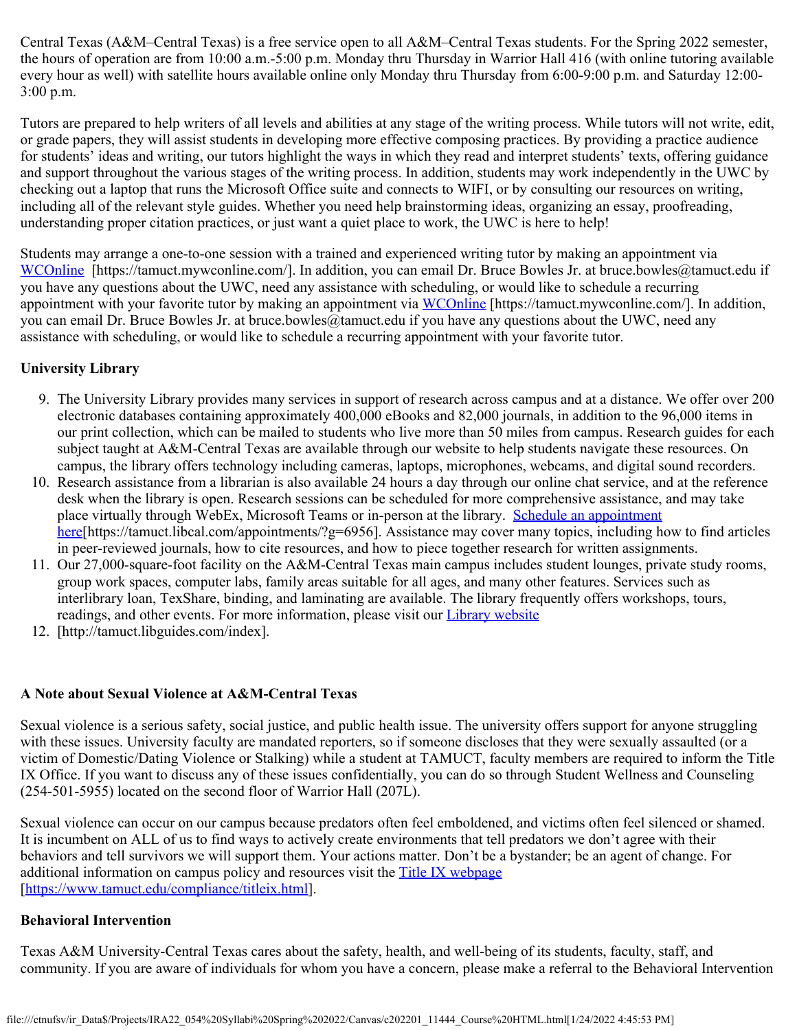Central Texas (A&M–Central Texas) is a free service open to all A&M–Central Texas students. For the Spring 2022 semester, the hours of operation are from 10:00 a.m.-5:00 p.m. Monday thru Thursday in Warrior Hall 416 (with online tutoring available every hour as well) with satellite hours available online only Monday thru Thursday from 6:00-9:00 p.m. and Saturday 12:00-3:00 p.m.

Tutors are prepared to help writers of all levels and abilities at any stage of the writing process. While tutors will not write, edit, or grade papers, they will assist students in developing more effective composing practices. By providing a practice audience for students' ideas and writing, our tutors highlight the ways in which they read and interpret students' texts, offering guidance and support throughout the various stages of the writing process. In addition, students may work independently in the UWC by checking out a laptop that runs the Microsoft Office suite and connects to WIFI, or by consulting our resources on writing, including all of the relevant style guides. Whether you need help brainstorming ideas, organizing an essay, proofreading, understanding proper citation practices, or just want a quiet place to work, the UWC is here to help!

Students may arrange a one-to-one session with a trained and experienced writing tutor by making an appointment via WCOnline [https://tamuct.mywconline.com/]. In addition, you can email Dr. Bruce Bowles Jr. at bruce.bowles@tamuct.edu if you have any questions about the UWC, need any assistance with scheduling, or would like to schedule a recurring appointment with your favorite tutor by making an appointment via WCOnline [https://tamuct.mywconline.com/]. In addition, you can email Dr. Bruce Bowles Jr. at bruce.bowles@tamuct.edu if you have any questions about the UWC, need any assistance with scheduling, or would like to schedule a recurring appointment with your favorite tutor.

**University Library**

9. The University Library provides many services in support of research across campus and at a distance. We offer over 200 electronic databases containing approximately 400,000 eBooks and 82,000 journals, in addition to the 96,000 items in our print collection, which can be mailed to students who live more than 50 miles from campus. Research guides for each subject taught at A&M-Central Texas are available through our website to help students navigate these resources. On campus, the library offers technology including cameras, laptops, microphones, webcams, and digital sound recorders.
10. Research assistance from a librarian is also available 24 hours a day through our online chat service, and at the reference desk when the library is open. Research sessions can be scheduled for more comprehensive assistance, and may take place virtually through WebEx, Microsoft Teams or in-person at the library. Schedule an appointment here[https://tamuct.libcal.com/appointments/?g=6956]. Assistance may cover many topics, including how to find articles in peer-reviewed journals, how to cite resources, and how to piece together research for written assignments.
11. Our 27,000-square-foot facility on the A&M-Central Texas main campus includes student lounges, private study rooms, group work spaces, computer labs, family areas suitable for all ages, and many other features. Services such as interlibrary loan, TexShare, binding, and laminating are available. The library frequently offers workshops, tours, readings, and other events. For more information, please visit our Library website
12. [http://tamuct.libguides.com/index].

**A Note about Sexual Violence at A&M-Central Texas**

Sexual violence is a serious safety, social justice, and public health issue. The university offers support for anyone struggling with these issues. University faculty are mandated reporters, so if someone discloses that they were sexually assaulted (or a victim of Domestic/Dating Violence or Stalking) while a student at TAMUCT, faculty members are required to inform the Title IX Office. If you want to discuss any of these issues confidentially, you can do so through Student Wellness and Counseling (254-501-5955) located on the second floor of Warrior Hall (207L).

Sexual violence can occur on our campus because predators often feel emboldened, and victims often feel silenced or shamed. It is incumbent on ALL of us to find ways to actively create environments that tell predators we don't agree with their behaviors and tell survivors we will support them. Your actions matter. Don't be a bystander; be an agent of change. For additional information on campus policy and resources visit the Title IX webpage [https://www.tamuct.edu/compliance/titleix.html].

**Behavioral Intervention**

Texas A&M University-Central Texas cares about the safety, health, and well-being of its students, faculty, staff, and community. If you are aware of individuals for whom you have a concern, please make a referral to the Behavioral Intervention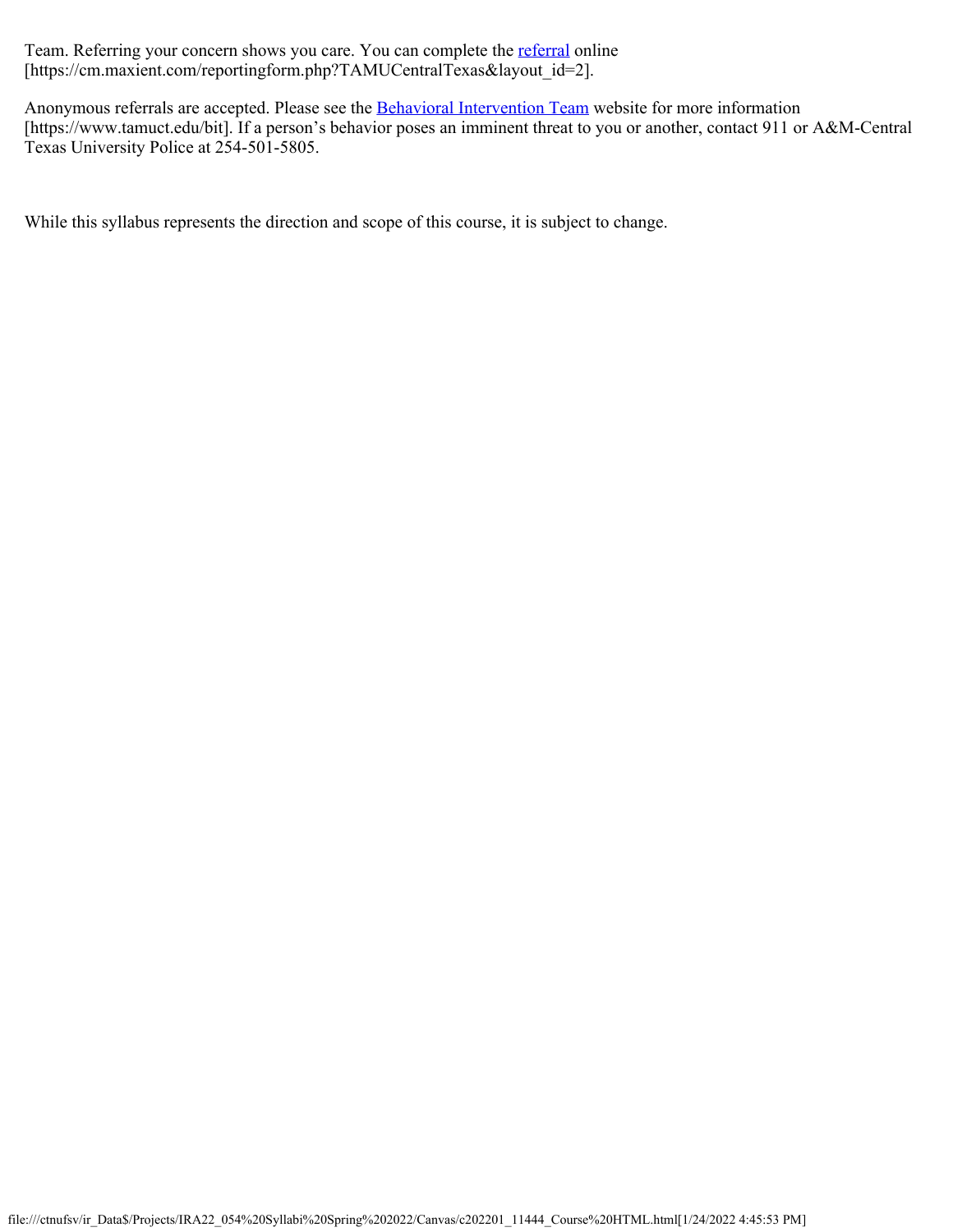Team. Referring your concern shows you care. You can complete the referral online [https://cm.maxient.com/reportingform.php?TAMUCentralTexas&layout_id=2].

Anonymous referrals are accepted. Please see the Behavioral Intervention Team website for more information [https://www.tamuct.edu/bit]. If a person's behavior poses an imminent threat to you or another, contact 911 or A&M-Central Texas University Police at 254-501-5805.

While this syllabus represents the direction and scope of this course, it is subject to change.